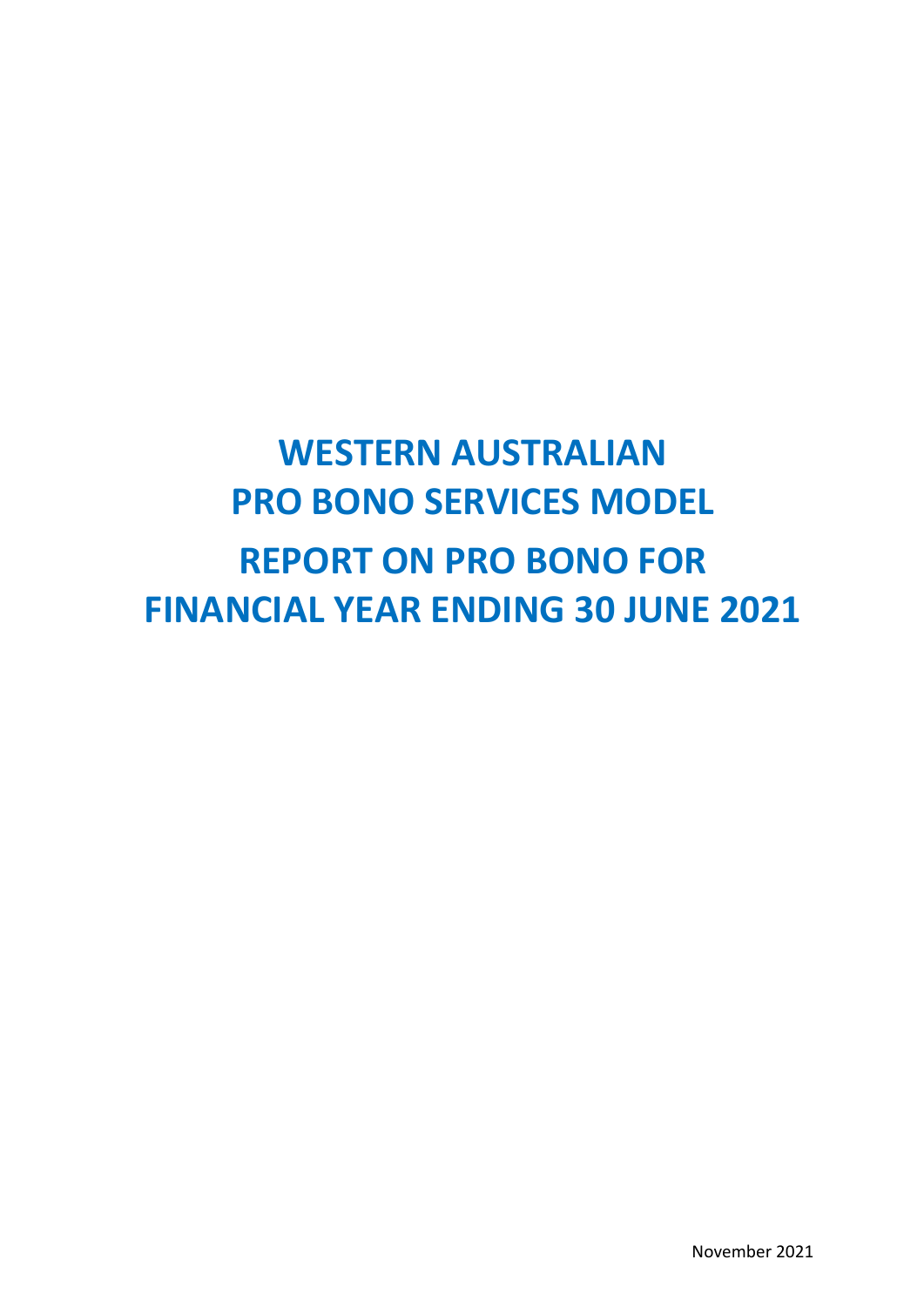# WESTERN AUSTRALIAN PRO BONO SERVICES MODEL

# REPORT ON PRO BONO FOR FINANCIAL YEAR ENDING 30 JUNE 2021

November 2021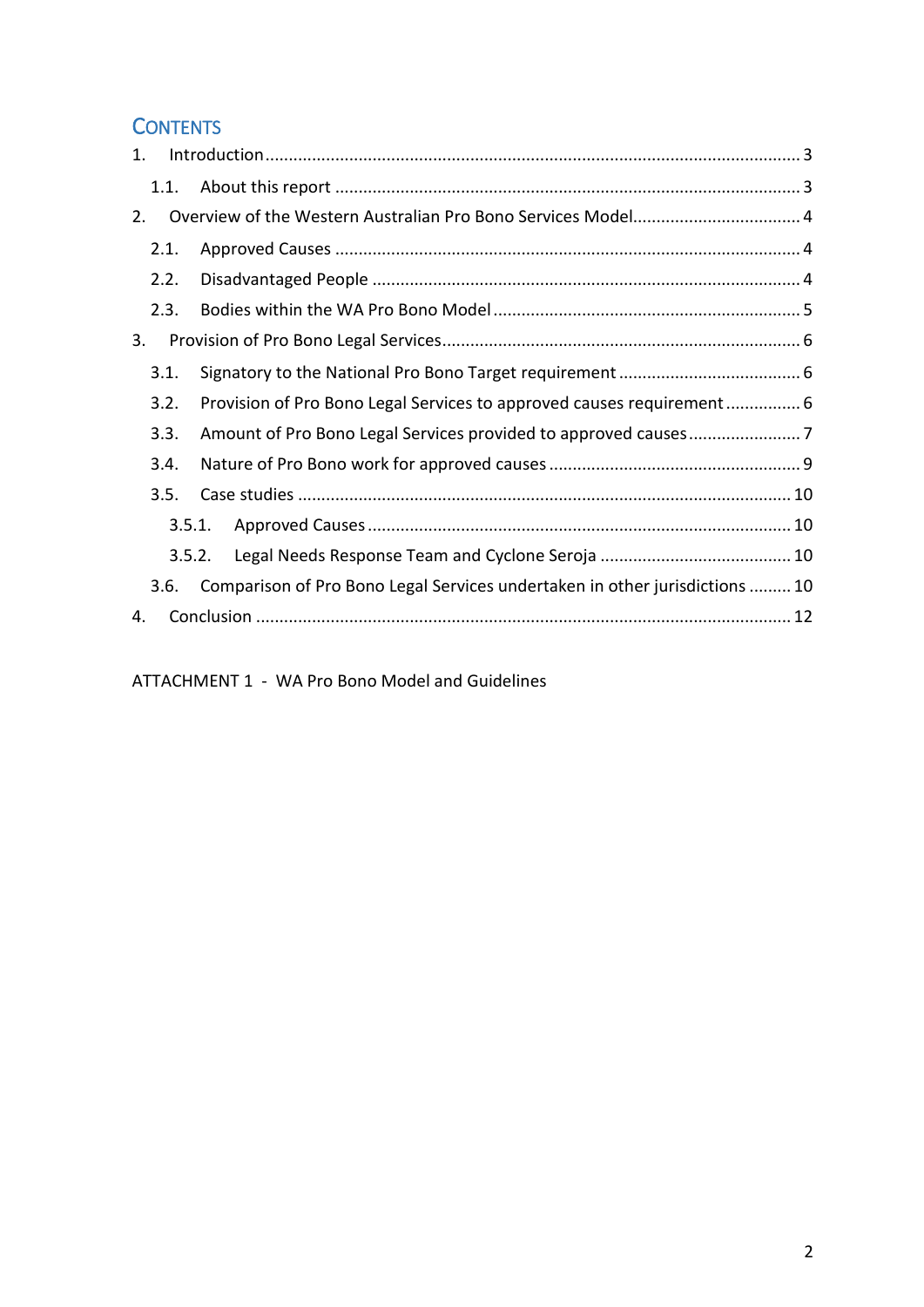## CONTENTS

1. Introduction ..... 3
   - 1.1. About this report ..... 3
2. Overview of the Western Australian Pro Bono Services Model ..... 4
   - 2.1. Approved Causes ..... 4
   - 2.2. Disadvantaged People ..... 4
   - 2.3. Bodies within the WA Pro Bono Model ..... 5
3. Provision of Pro Bono Legal Services ..... 6
   - 3.1. Signatory to the National Pro Bono Target requirement ..... 6
   - 3.2. Provision of Pro Bono Legal Services to approved causes requirement ..... 6
   - 3.3. Amount of Pro Bono Legal Services provided to approved causes ..... 7
   - 3.4. Nature of Pro Bono work for approved causes ..... 9
   - 3.5. Case studies ..... 10
     - 3.5.1. Approved Causes ..... 10
     - 3.5.2. Legal Needs Response Team and Cyclone Seroja ..... 10
   - 3.6. Comparison of Pro Bono Legal Services undertaken in other jurisdictions ..... 10
4. Conclusion ..... 12

ATTACHMENT 1 - WA Pro Bono Model and Guidelines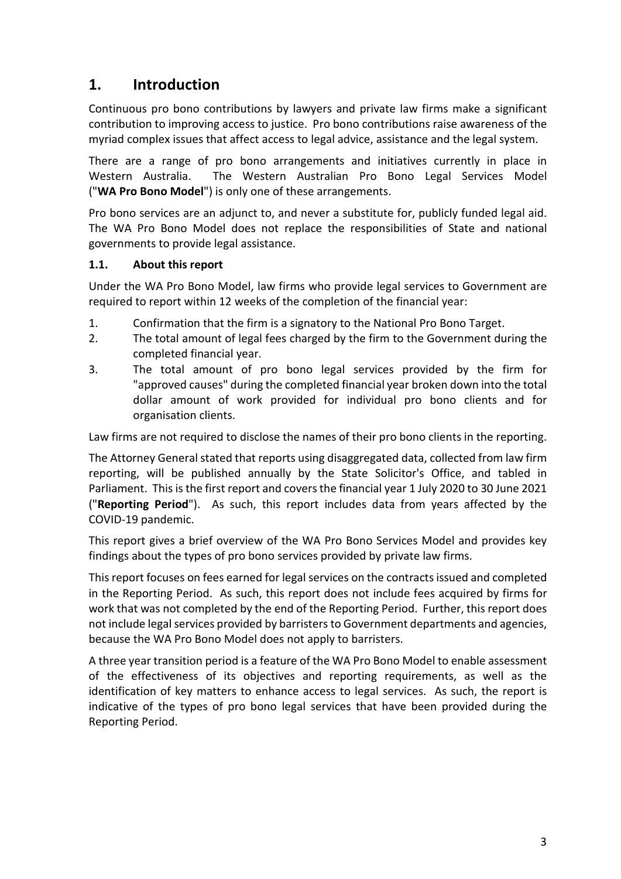# 1. Introduction

Continuous pro bono contributions by lawyers and private law firms make a significant contribution to improving access to justice. Pro bono contributions raise awareness of the myriad complex issues that affect access to legal advice, assistance and the legal system.

There are a range of pro bono arrangements and initiatives currently in place in Western Australia. The Western Australian Pro Bono Legal Services Model ("**WA Pro Bono Model**") is only one of these arrangements.

Pro bono services are an adjunct to, and never a substitute for, publicly funded legal aid. The WA Pro Bono Model does not replace the responsibilities of State and national governments to provide legal assistance.

## 1.1. About this report

Under the WA Pro Bono Model, law firms who provide legal services to Government are required to report within 12 weeks of the completion of the financial year:

1. Confirmation that the firm is a signatory to the National Pro Bono Target.
2. The total amount of legal fees charged by the firm to the Government during the completed financial year.
3. The total amount of pro bono legal services provided by the firm for "approved causes" during the completed financial year broken down into the total dollar amount of work provided for individual pro bono clients and for organisation clients.

Law firms are not required to disclose the names of their pro bono clients in the reporting.

The Attorney General stated that reports using disaggregated data, collected from law firm reporting, will be published annually by the State Solicitor's Office, and tabled in Parliament. This is the first report and covers the financial year 1 July 2020 to 30 June 2021 ("**Reporting Period**"). As such, this report includes data from years affected by the COVID-19 pandemic.

This report gives a brief overview of the WA Pro Bono Services Model and provides key findings about the types of pro bono services provided by private law firms.

This report focuses on fees earned for legal services on the contracts issued and completed in the Reporting Period. As such, this report does not include fees acquired by firms for work that was not completed by the end of the Reporting Period. Further, this report does not include legal services provided by barristers to Government departments and agencies, because the WA Pro Bono Model does not apply to barristers.

A three year transition period is a feature of the WA Pro Bono Model to enable assessment of the effectiveness of its objectives and reporting requirements, as well as the identification of key matters to enhance access to legal services. As such, the report is indicative of the types of pro bono legal services that have been provided during the Reporting Period.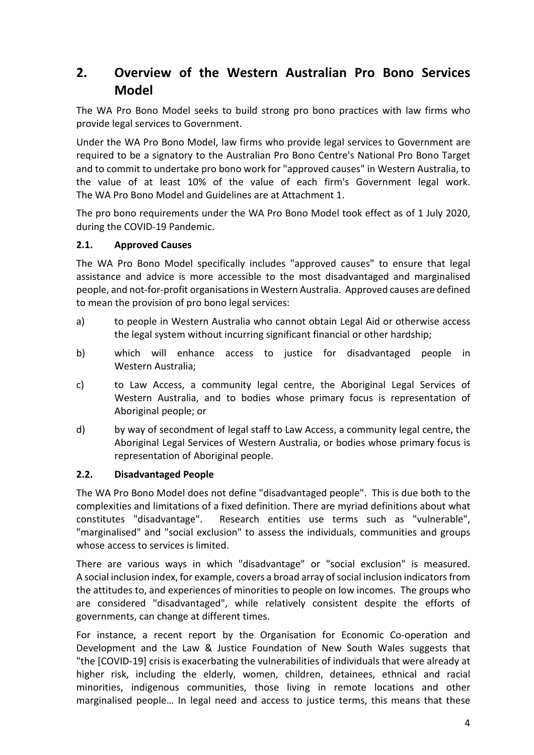## 2. Overview of the Western Australian Pro Bono Services Model

The WA Pro Bono Model seeks to build strong pro bono practices with law firms who provide legal services to Government.

Under the WA Pro Bono Model, law firms who provide legal services to Government are required to be a signatory to the Australian Pro Bono Centre's National Pro Bono Target and to commit to undertake pro bono work for "approved causes" in Western Australia, to the value of at least 10% of the value of each firm's Government legal work. The WA Pro Bono Model and Guidelines are at Attachment 1.

The pro bono requirements under the WA Pro Bono Model took effect as of 1 July 2020, during the COVID-19 Pandemic.

### 2.1. Approved Causes

The WA Pro Bono Model specifically includes "approved causes" to ensure that legal assistance and advice is more accessible to the most disadvantaged and marginalised people, and not-for-profit organisations in Western Australia. Approved causes are defined to mean the provision of pro bono legal services:

a) to people in Western Australia who cannot obtain Legal Aid or otherwise access the legal system without incurring significant financial or other hardship;

b) which will enhance access to justice for disadvantaged people in Western Australia;

c) to Law Access, a community legal centre, the Aboriginal Legal Services of Western Australia, and to bodies whose primary focus is representation of Aboriginal people; or

d) by way of secondment of legal staff to Law Access, a community legal centre, the Aboriginal Legal Services of Western Australia, or bodies whose primary focus is representation of Aboriginal people.

### 2.2. Disadvantaged People

The WA Pro Bono Model does not define "disadvantaged people". This is due both to the complexities and limitations of a fixed definition. There are myriad definitions about what constitutes "disadvantage". Research entities use terms such as "vulnerable", "marginalised" and "social exclusion" to assess the individuals, communities and groups whose access to services is limited.

There are various ways in which "disadvantage" or "social exclusion" is measured. A social inclusion index, for example, covers a broad array of social inclusion indicators from the attitudes to, and experiences of minorities to people on low incomes. The groups who are considered "disadvantaged", while relatively consistent despite the efforts of governments, can change at different times.

For instance, a recent report by the Organisation for Economic Co-operation and Development and the Law & Justice Foundation of New South Wales suggests that "the [COVID-19] crisis is exacerbating the vulnerabilities of individuals that were already at higher risk, including the elderly, women, children, detainees, ethnical and racial minorities, indigenous communities, those living in remote locations and other marginalised people… In legal need and access to justice terms, this means that these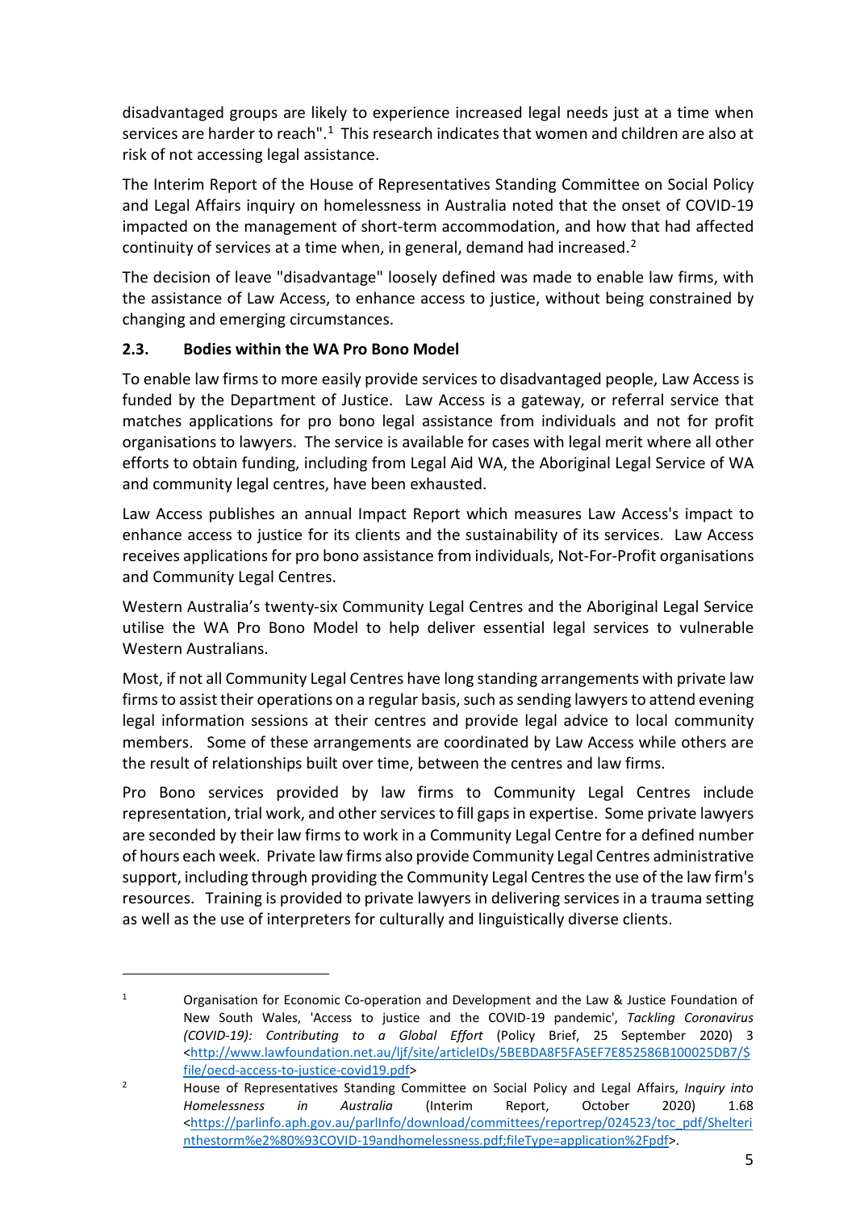disadvantaged groups are likely to experience increased legal needs just at a time when services are harder to reach".[1] This research indicates that women and children are also at risk of not accessing legal assistance.

The Interim Report of the House of Representatives Standing Committee on Social Policy and Legal Affairs inquiry on homelessness in Australia noted that the onset of COVID-19 impacted on the management of short-term accommodation, and how that had affected continuity of services at a time when, in general, demand had increased.[2]

The decision of leave "disadvantage" loosely defined was made to enable law firms, with the assistance of Law Access, to enhance access to justice, without being constrained by changing and emerging circumstances.

### 2.3. Bodies within the WA Pro Bono Model

To enable law firms to more easily provide services to disadvantaged people, Law Access is funded by the Department of Justice. Law Access is a gateway, or referral service that matches applications for pro bono legal assistance from individuals and not for profit organisations to lawyers. The service is available for cases with legal merit where all other efforts to obtain funding, including from Legal Aid WA, the Aboriginal Legal Service of WA and community legal centres, have been exhausted.

Law Access publishes an annual Impact Report which measures Law Access's impact to enhance access to justice for its clients and the sustainability of its services. Law Access receives applications for pro bono assistance from individuals, Not-For-Profit organisations and Community Legal Centres.

Western Australia's twenty-six Community Legal Centres and the Aboriginal Legal Service utilise the WA Pro Bono Model to help deliver essential legal services to vulnerable Western Australians.

Most, if not all Community Legal Centres have long standing arrangements with private law firms to assist their operations on a regular basis, such as sending lawyers to attend evening legal information sessions at their centres and provide legal advice to local community members. Some of these arrangements are coordinated by Law Access while others are the result of relationships built over time, between the centres and law firms.

Pro Bono services provided by law firms to Community Legal Centres include representation, trial work, and other services to fill gaps in expertise. Some private lawyers are seconded by their law firms to work in a Community Legal Centre for a defined number of hours each week. Private law firms also provide Community Legal Centres administrative support, including through providing the Community Legal Centres the use of the law firm's resources. Training is provided to private lawyers in delivering services in a trauma setting as well as the use of interpreters for culturally and linguistically diverse clients.

---

[1] Organisation for Economic Co-operation and Development and the Law & Justice Foundation of New South Wales, 'Access to justice and the COVID-19 pandemic', *Tackling Coronavirus (COVID-19): Contributing to a Global Effort* (Policy Brief, 25 September 2020) 3 <http://www.lawfoundation.net.au/ljf/site/articleIDs/5BEBDA8F5FA5EF7E852586B100025DB7/$file/oecd-access-to-justice-covid19.pdf>

[2] House of Representatives Standing Committee on Social Policy and Legal Affairs, *Inquiry into Homelessness in Australia* (Interim Report, October 2020) 1.68 <https://parlinfo.aph.gov.au/parlInfo/download/committees/reportrep/024523/toc_pdf/Shelterinthestorm%e2%80%93COVID-19andhomelessness.pdf;fileType=application%2Fpdf>.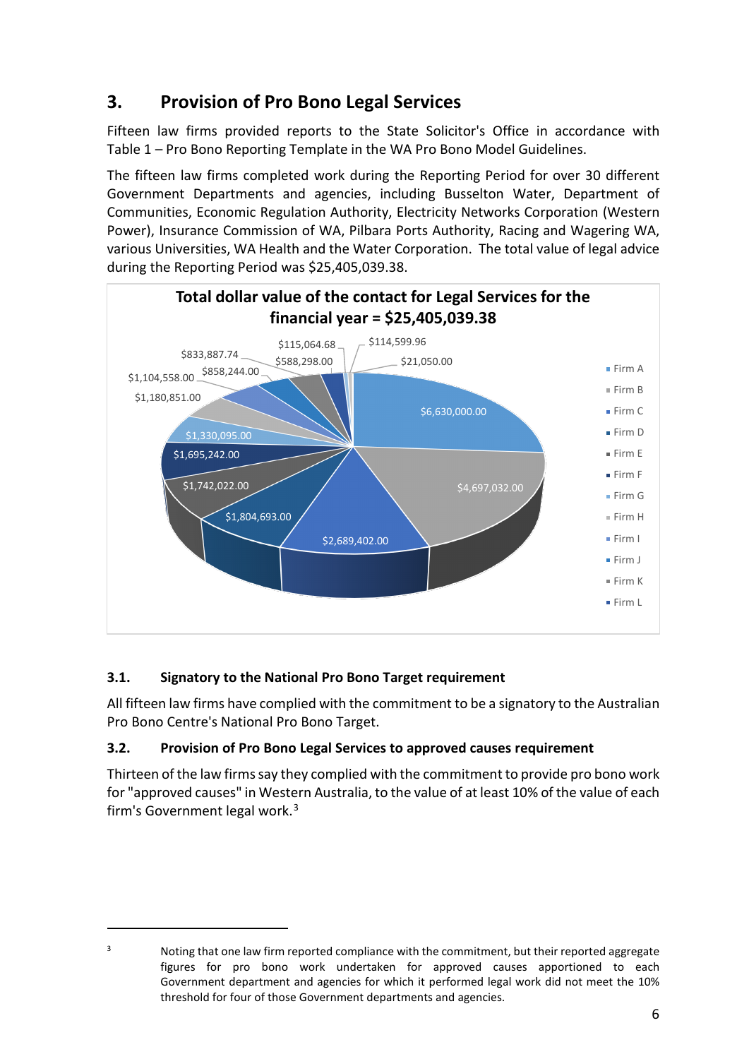## 3. Provision of Pro Bono Legal Services

Fifteen law firms provided reports to the State Solicitor's Office in accordance with Table 1 – Pro Bono Reporting Template in the WA Pro Bono Model Guidelines.

The fifteen law firms completed work during the Reporting Period for over 30 different Government Departments and agencies, including Busselton Water, Department of Communities, Economic Regulation Authority, Electricity Networks Corporation (Western Power), Insurance Commission of WA, Pilbara Ports Authority, Racing and Wagering WA, various Universities, WA Health and the Water Corporation. The total value of legal advice during the Reporting Period was $25,405,039.38.

**Total dollar value of the contact for Legal Services for the financial year = $25,405,039.38**

$6,630,000.00
$4,697,032.00
$2,689,402.00
$1,804,693.00
$1,742,022.00
$1,695,242.00
$1,330,095.00
$1,180,851.00
$1,104,558.00
$833,887.74
$858,244.00
$588,298.00
$115,064.68
$114,599.96
$21,050.00

Firm A
Firm B
Firm C
Firm D
Firm E
Firm F
Firm G
Firm H
Firm I
Firm J
Firm K
Firm L

### 3.1. Signatory to the National Pro Bono Target requirement

All fifteen law firms have complied with the commitment to be a signatory to the Australian Pro Bono Centre's National Pro Bono Target.

### 3.2. Provision of Pro Bono Legal Services to approved causes requirement

Thirteen of the law firms say they complied with the commitment to provide pro bono work for "approved causes" in Western Australia, to the value of at least 10% of the value of each firm's Government legal work.[3]

---

[3] Noting that one law firm reported compliance with the commitment, but their reported aggregate figures for pro bono work undertaken for approved causes apportioned to each Government department and agencies for which it performed legal work did not meet the 10% threshold for four of those Government departments and agencies.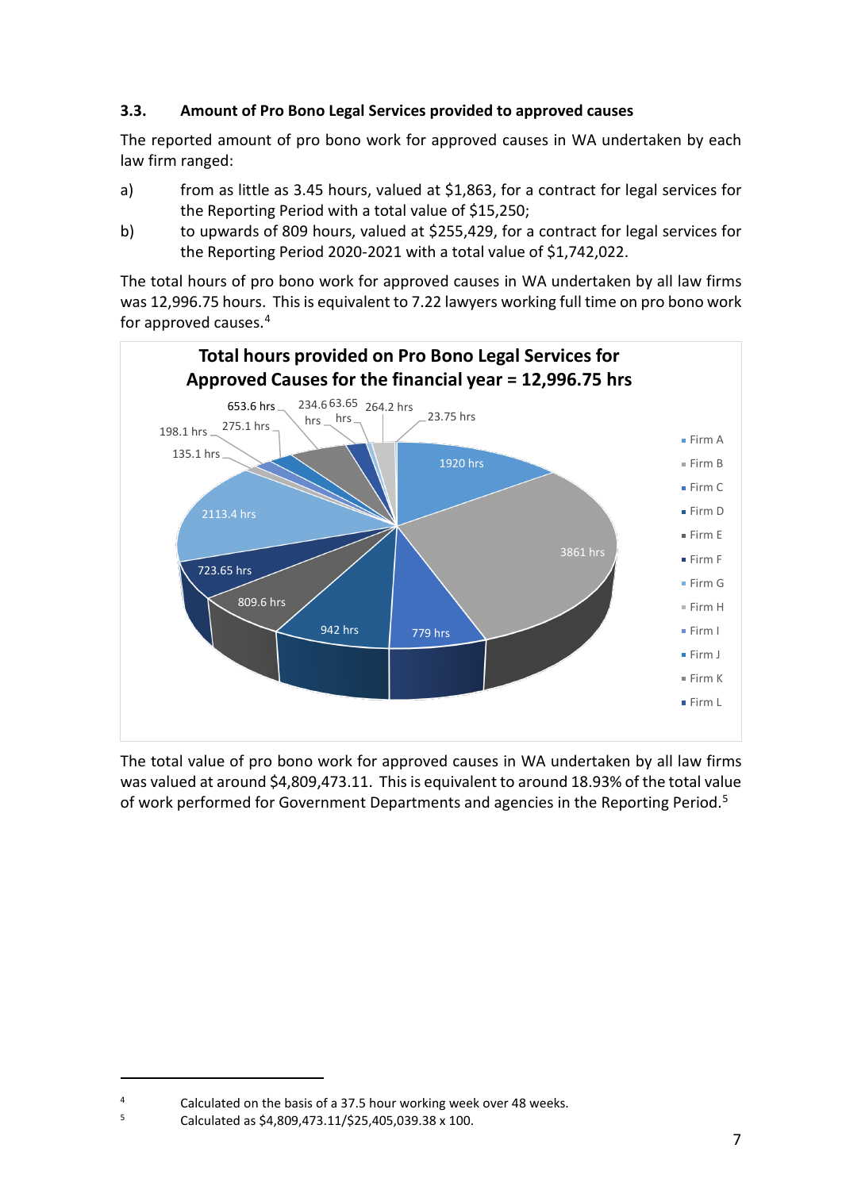### 3.3. Amount of Pro Bono Legal Services provided to approved causes

The reported amount of pro bono work for approved causes in WA undertaken by each law firm ranged:

a) from as little as 3.45 hours, valued at $1,863, for a contract for legal services for the Reporting Period with a total value of $15,250;

b) to upwards of 809 hours, valued at $255,429, for a contract for legal services for the Reporting Period 2020-2021 with a total value of $1,742,022.

The total hours of pro bono work for approved causes in WA undertaken by all law firms was 12,996.75 hours. This is equivalent to 7.22 lawyers working full time on pro bono work for approved causes.[4]

**Total hours provided on Pro Bono Legal Services for Approved Causes for the financial year = 12,996.75 hrs**

1920 hrs
3861 hrs
779 hrs
942 hrs
809.6 hrs
723.65 hrs
2113.4 hrs
135.1 hrs
198.1 hrs
275.1 hrs
653.6 hrs
234.6 hrs
63.65 hrs
264.2 hrs
23.75 hrs

Firm A
Firm B
Firm C
Firm D
Firm E
Firm F
Firm G
Firm H
Firm I
Firm J
Firm K
Firm L

The total value of pro bono work for approved causes in WA undertaken by all law firms was valued at around $4,809,473.11. This is equivalent to around 18.93% of the total value of work performed for Government Departments and agencies in the Reporting Period.[5]

---

[4] Calculated on the basis of a 37.5 hour working week over 48 weeks.

[5] Calculated as $4,809,473.11/$25,405,039.38 x 100.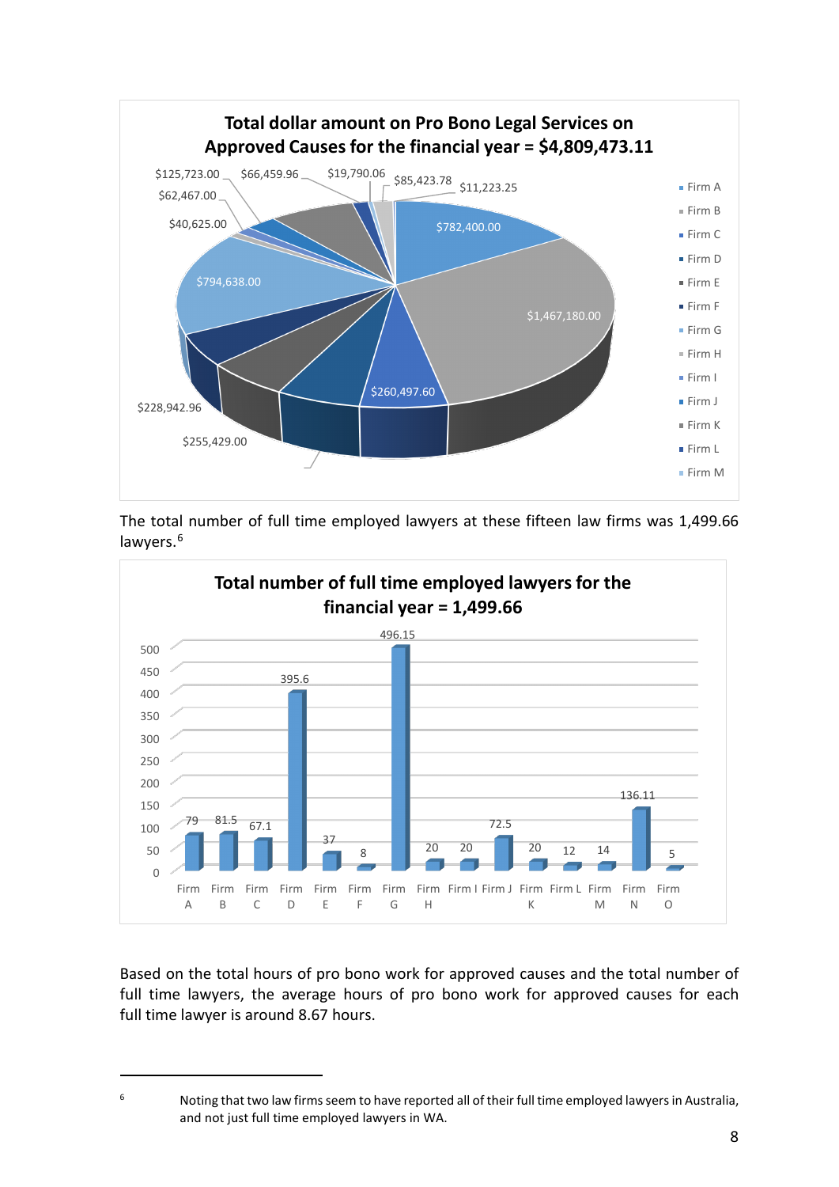**Total dollar amount on Pro Bono Legal Services on Approved Causes for the financial year = $4,809,473.11**

$125,723.00
$66,459.96
$19,790.06
$85,423.78
$11,223.25
$62,467.00
$40,625.00
$782,400.00
$794,638.00
$1,467,180.00
$260,497.60
$228,942.96
$255,429.00

Firm A
Firm B
Firm C
Firm D
Firm E
Firm F
Firm G
Firm H
Firm I
Firm J
Firm K
Firm L
Firm M

The total number of full time employed lawyers at these fifteen law firms was 1,499.66 lawyers.[6]

**Total number of full time employed lawyers for the financial year = 1,499.66**

0
50
100
150
200
250
300
350
400
450
500

79
81.5
67.1
395.6
37
8
496.15
20
20
72.5
20
12
14
136.11
5

Firm A
Firm B
Firm C
Firm D
Firm E
Firm F
Firm G
Firm H
Firm I
Firm J
Firm K
Firm L
Firm M
Firm N
Firm O

Based on the total hours of pro bono work for approved causes and the total number of full time lawyers, the average hours of pro bono work for approved causes for each full time lawyer is around 8.67 hours.

---

[6] Noting that two law firms seem to have reported all of their full time employed lawyers in Australia, and not just full time employed lawyers in WA.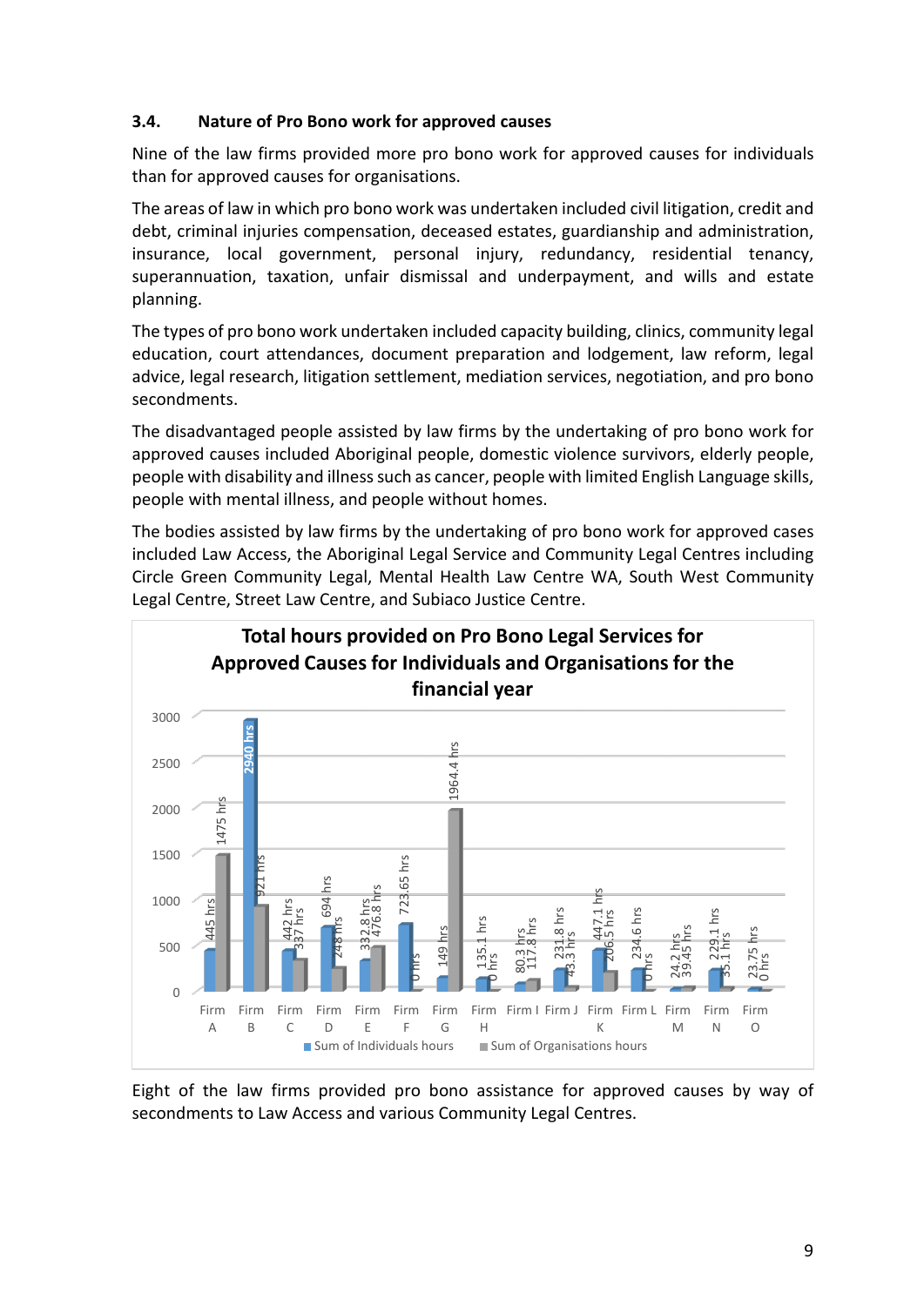### 3.4. Nature of Pro Bono work for approved causes

Nine of the law firms provided more pro bono work for approved causes for individuals than for approved causes for organisations.

The areas of law in which pro bono work was undertaken included civil litigation, credit and debt, criminal injuries compensation, deceased estates, guardianship and administration, insurance, local government, personal injury, redundancy, residential tenancy, superannuation, taxation, unfair dismissal and underpayment, and wills and estate planning.

The types of pro bono work undertaken included capacity building, clinics, community legal education, court attendances, document preparation and lodgement, law reform, legal advice, legal research, litigation settlement, mediation services, negotiation, and pro bono secondments.

The disadvantaged people assisted by law firms by the undertaking of pro bono work for approved causes included Aboriginal people, domestic violence survivors, elderly people, people with disability and illness such as cancer, people with limited English Language skills, people with mental illness, and people without homes.

The bodies assisted by law firms by the undertaking of pro bono work for approved cases included Law Access, the Aboriginal Legal Service and Community Legal Centres including Circle Green Community Legal, Mental Health Law Centre WA, South West Community Legal Centre, Street Law Centre, and Subiaco Justice Centre.

**Total hours provided on Pro Bono Legal Services for Approved Causes for Individuals and Organisations for the financial year**

3000
2500
2000
1500
1000
500
0

Firm A: 445 hrs, 1475 hrs
Firm B: 2940 hrs, 921 hrs
Firm C: 442 hrs, 337 hrs
Firm D: 694 hrs, 248 hrs
Firm E: 332.8 hrs, 476.8 hrs
Firm F: 723.65 hrs, 0 hrs
Firm G: 149 hrs, 1964.4 hrs
Firm H: 135.1 hrs, 0 hrs
Firm I: 80.3 hrs, 117.8 hrs
Firm J: 231.8 hrs, 43.3 hrs
Firm K: 447.1 hrs, 206.5 hrs
Firm L: 234.6 hrs, 0 hrs
Firm M: 24.2 hrs, 39.45 hrs
Firm N: 229.1 hrs, 35.1 hrs
Firm O: 23.75 hrs, 0 hrs

Sum of Individuals hours | Sum of Organisations hours

Eight of the law firms provided pro bono assistance for approved causes by way of secondments to Law Access and various Community Legal Centres.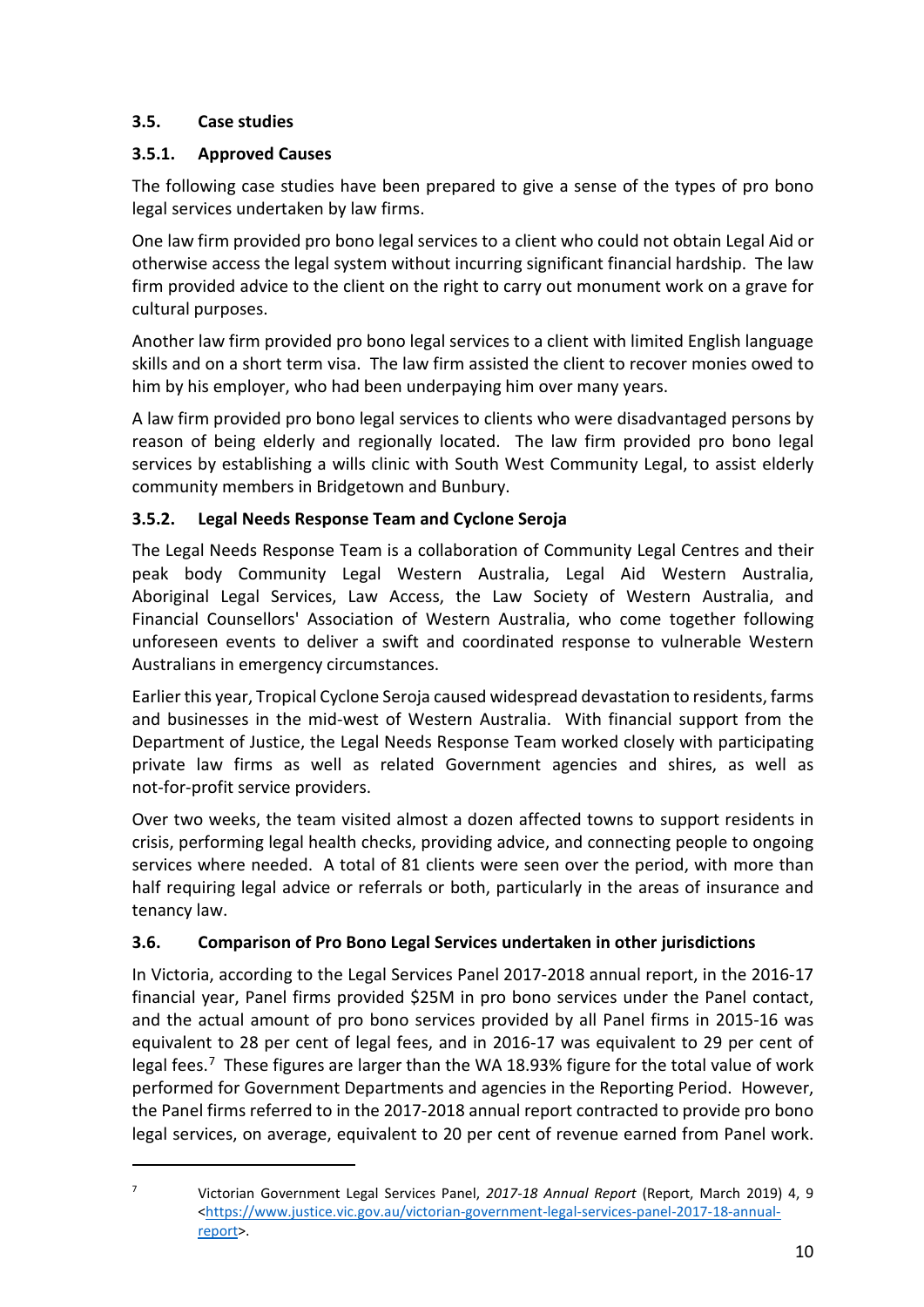### 3.5. Case studies

#### 3.5.1. Approved Causes

The following case studies have been prepared to give a sense of the types of pro bono legal services undertaken by law firms.

One law firm provided pro bono legal services to a client who could not obtain Legal Aid or otherwise access the legal system without incurring significant financial hardship. The law firm provided advice to the client on the right to carry out monument work on a grave for cultural purposes.

Another law firm provided pro bono legal services to a client with limited English language skills and on a short term visa. The law firm assisted the client to recover monies owed to him by his employer, who had been underpaying him over many years.

A law firm provided pro bono legal services to clients who were disadvantaged persons by reason of being elderly and regionally located. The law firm provided pro bono legal services by establishing a wills clinic with South West Community Legal, to assist elderly community members in Bridgetown and Bunbury.

#### 3.5.2. Legal Needs Response Team and Cyclone Seroja

The Legal Needs Response Team is a collaboration of Community Legal Centres and their peak body Community Legal Western Australia, Legal Aid Western Australia, Aboriginal Legal Services, Law Access, the Law Society of Western Australia, and Financial Counsellors' Association of Western Australia, who come together following unforeseen events to deliver a swift and coordinated response to vulnerable Western Australians in emergency circumstances.

Earlier this year, Tropical Cyclone Seroja caused widespread devastation to residents, farms and businesses in the mid-west of Western Australia. With financial support from the Department of Justice, the Legal Needs Response Team worked closely with participating private law firms as well as related Government agencies and shires, as well as not-for-profit service providers.

Over two weeks, the team visited almost a dozen affected towns to support residents in crisis, performing legal health checks, providing advice, and connecting people to ongoing services where needed. A total of 81 clients were seen over the period, with more than half requiring legal advice or referrals or both, particularly in the areas of insurance and tenancy law.

### 3.6. Comparison of Pro Bono Legal Services undertaken in other jurisdictions

In Victoria, according to the Legal Services Panel 2017-2018 annual report, in the 2016-17 financial year, Panel firms provided $25M in pro bono services under the Panel contact, and the actual amount of pro bono services provided by all Panel firms in 2015-16 was equivalent to 28 per cent of legal fees, and in 2016-17 was equivalent to 29 per cent of legal fees.[7] These figures are larger than the WA 18.93% figure for the total value of work performed for Government Departments and agencies in the Reporting Period. However, the Panel firms referred to in the 2017-2018 annual report contracted to provide pro bono legal services, on average, equivalent to 20 per cent of revenue earned from Panel work.

---

[7] Victorian Government Legal Services Panel, *2017-18 Annual Report* (Report, March 2019) 4, 9 <https://www.justice.vic.gov.au/victorian-government-legal-services-panel-2017-18-annual-report>.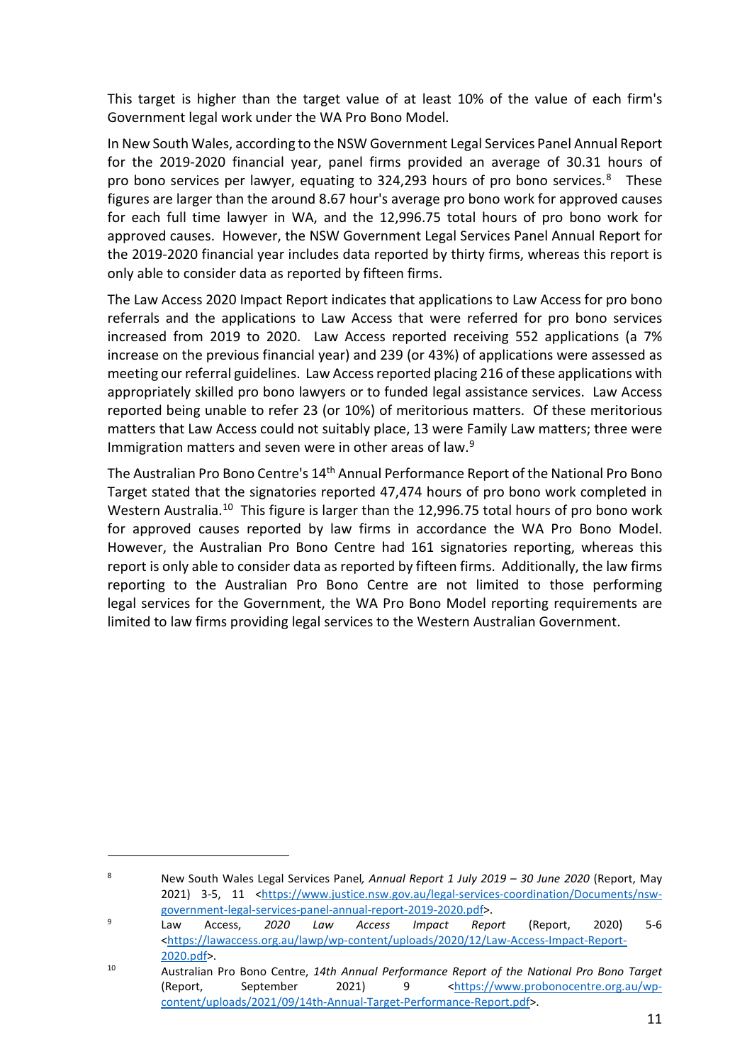This target is higher than the target value of at least 10% of the value of each firm's Government legal work under the WA Pro Bono Model.

In New South Wales, according to the NSW Government Legal Services Panel Annual Report for the 2019-2020 financial year, panel firms provided an average of 30.31 hours of pro bono services per lawyer, equating to 324,293 hours of pro bono services.[8] These figures are larger than the around 8.67 hour's average pro bono work for approved causes for each full time lawyer in WA, and the 12,996.75 total hours of pro bono work for approved causes. However, the NSW Government Legal Services Panel Annual Report for the 2019-2020 financial year includes data reported by thirty firms, whereas this report is only able to consider data as reported by fifteen firms.

The Law Access 2020 Impact Report indicates that applications to Law Access for pro bono referrals and the applications to Law Access that were referred for pro bono services increased from 2019 to 2020. Law Access reported receiving 552 applications (a 7% increase on the previous financial year) and 239 (or 43%) of applications were assessed as meeting our referral guidelines. Law Access reported placing 216 of these applications with appropriately skilled pro bono lawyers or to funded legal assistance services. Law Access reported being unable to refer 23 (or 10%) of meritorious matters. Of these meritorious matters that Law Access could not suitably place, 13 were Family Law matters; three were Immigration matters and seven were in other areas of law.[9]

The Australian Pro Bono Centre's 14th Annual Performance Report of the National Pro Bono Target stated that the signatories reported 47,474 hours of pro bono work completed in Western Australia.[10] This figure is larger than the 12,996.75 total hours of pro bono work for approved causes reported by law firms in accordance the WA Pro Bono Model. However, the Australian Pro Bono Centre had 161 signatories reporting, whereas this report is only able to consider data as reported by fifteen firms. Additionally, the law firms reporting to the Australian Pro Bono Centre are not limited to those performing legal services for the Government, the WA Pro Bono Model reporting requirements are limited to law firms providing legal services to the Western Australian Government.

---

[8] New South Wales Legal Services Panel, *Annual Report 1 July 2019 – 30 June 2020* (Report, May 2021) 3-5, 11 <https://www.justice.nsw.gov.au/legal-services-coordination/Documents/nsw-government-legal-services-panel-annual-report-2019-2020.pdf>.

[9] Law Access, *2020 Law Access Impact Report* (Report, 2020) 5-6 <https://lawaccess.org.au/lawp/wp-content/uploads/2020/12/Law-Access-Impact-Report-2020.pdf>.

[10] Australian Pro Bono Centre, *14th Annual Performance Report of the National Pro Bono Target* (Report, September 2021) 9 <https://www.probonocentre.org.au/wp-content/uploads/2021/09/14th-Annual-Target-Performance-Report.pdf>.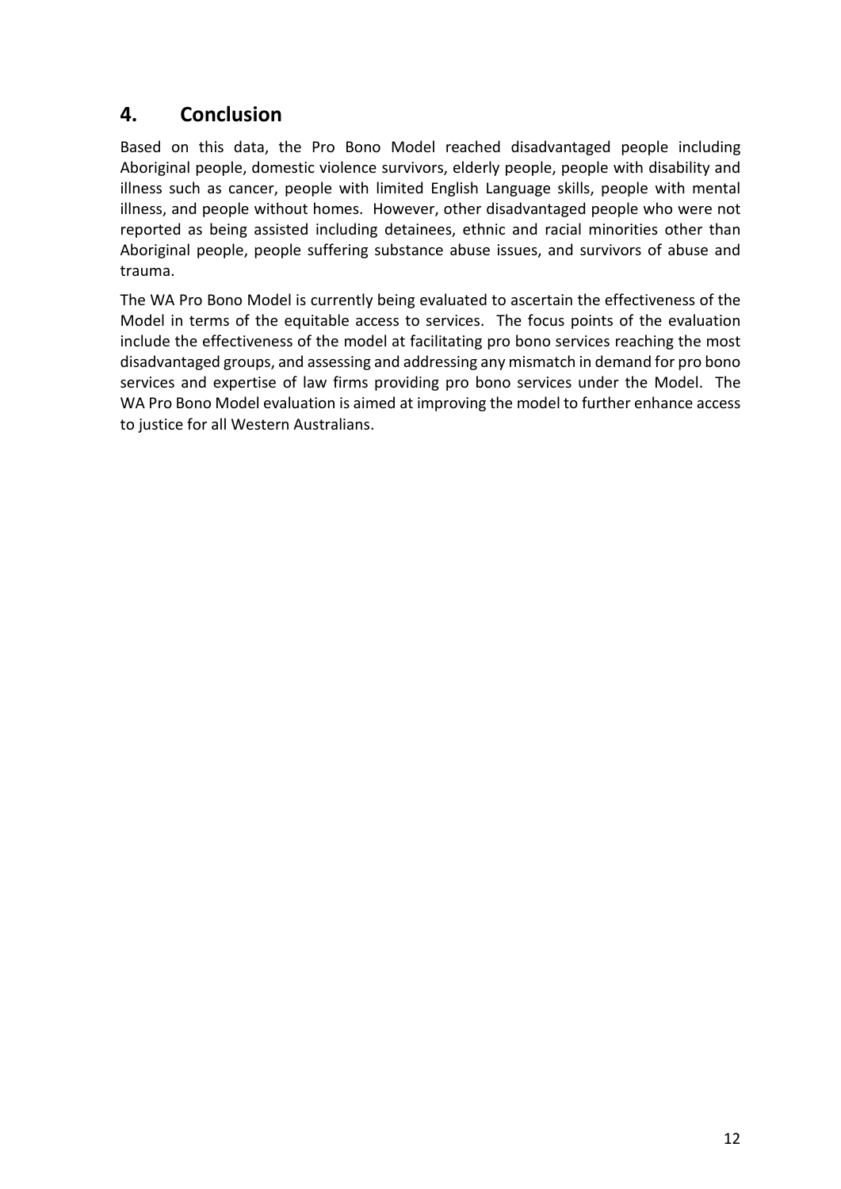## 4. Conclusion

Based on this data, the Pro Bono Model reached disadvantaged people including Aboriginal people, domestic violence survivors, elderly people, people with disability and illness such as cancer, people with limited English Language skills, people with mental illness, and people without homes. However, other disadvantaged people who were not reported as being assisted including detainees, ethnic and racial minorities other than Aboriginal people, people suffering substance abuse issues, and survivors of abuse and trauma.

The WA Pro Bono Model is currently being evaluated to ascertain the effectiveness of the Model in terms of the equitable access to services. The focus points of the evaluation include the effectiveness of the model at facilitating pro bono services reaching the most disadvantaged groups, and assessing and addressing any mismatch in demand for pro bono services and expertise of law firms providing pro bono services under the Model. The WA Pro Bono Model evaluation is aimed at improving the model to further enhance access to justice for all Western Australians.